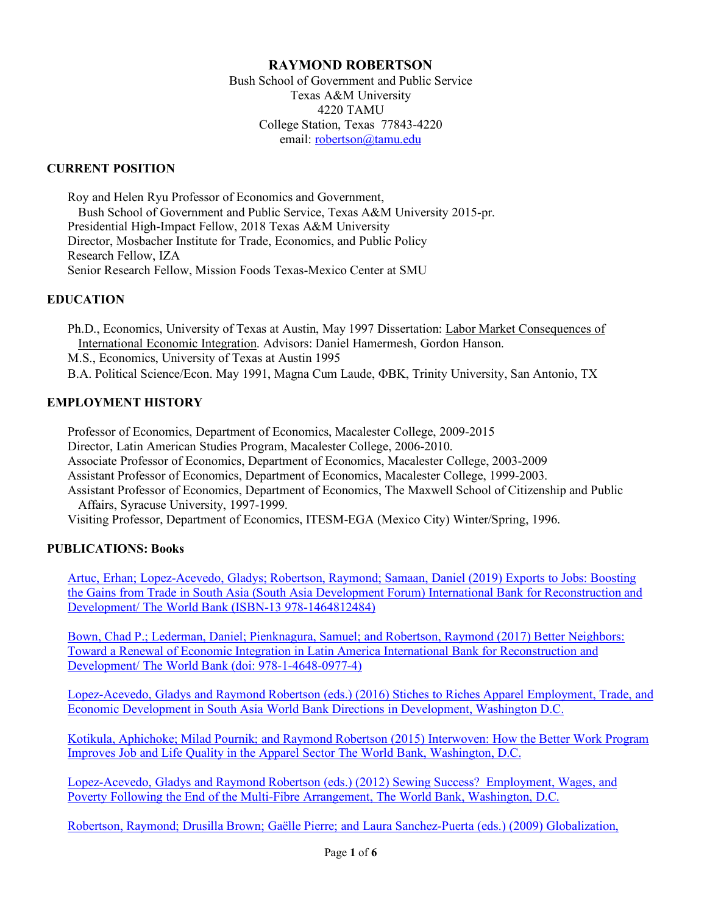# RAYMOND ROBERTSON

Bush School of Government and Public Service
Texas A&M University
4220 TAMU
College Station, Texas 77843-4220
email: robertson@tamu.edu

## CURRENT POSITION

Roy and Helen Ryu Professor of Economics and Government,
Bush School of Government and Public Service, Texas A&M University 2015-pr.
Presidential High-Impact Fellow, 2018 Texas A&M University
Director, Mosbacher Institute for Trade, Economics, and Public Policy
Research Fellow, IZA
Senior Research Fellow, Mission Foods Texas-Mexico Center at SMU

## EDUCATION

Ph.D., Economics, University of Texas at Austin, May 1997 Dissertation: Labor Market Consequences of International Economic Integration. Advisors: Daniel Hamermesh, Gordon Hanson.
M.S., Economics, University of Texas at Austin 1995
B.A. Political Science/Econ. May 1991, Magna Cum Laude, ΦΒΚ, Trinity University, San Antonio, TX

## EMPLOYMENT HISTORY

Professor of Economics, Department of Economics, Macalester College, 2009-2015
Director, Latin American Studies Program, Macalester College, 2006-2010.
Associate Professor of Economics, Department of Economics, Macalester College, 2003-2009
Assistant Professor of Economics, Department of Economics, Macalester College, 1999-2003.
Assistant Professor of Economics, Department of Economics, The Maxwell School of Citizenship and Public Affairs, Syracuse University, 1997-1999.
Visiting Professor, Department of Economics, ITESM-EGA (Mexico City) Winter/Spring, 1996.

## PUBLICATIONS: Books

Artuc, Erhan; Lopez-Acevedo, Gladys; Robertson, Raymond; Samaan, Daniel (2019) Exports to Jobs: Boosting the Gains from Trade in South Asia (South Asia Development Forum) International Bank for Reconstruction and Development/ The World Bank (ISBN-13 978-1464812484)

Bown, Chad P.; Lederman, Daniel; Pienknagura, Samuel; and Robertson, Raymond (2017) Better Neighbors: Toward a Renewal of Economic Integration in Latin America International Bank for Reconstruction and Development/ The World Bank (doi: 978-1-4648-0977-4)

Lopez-Acevedo, Gladys and Raymond Robertson (eds.) (2016) Stiches to Riches Apparel Employment, Trade, and Economic Development in South Asia World Bank Directions in Development, Washington D.C.

Kotikula, Aphichoke; Milad Pournik; and Raymond Robertson (2015) Interwoven: How the Better Work Program Improves Job and Life Quality in the Apparel Sector The World Bank, Washington, D.C.

Lopez-Acevedo, Gladys and Raymond Robertson (eds.) (2012) Sewing Success? Employment, Wages, and Poverty Following the End of the Multi-Fibre Arrangement, The World Bank, Washington, D.C.

Robertson, Raymond; Drusilla Brown; Gaëlle Pierre; and Laura Sanchez-Puerta (eds.) (2009) Globalization,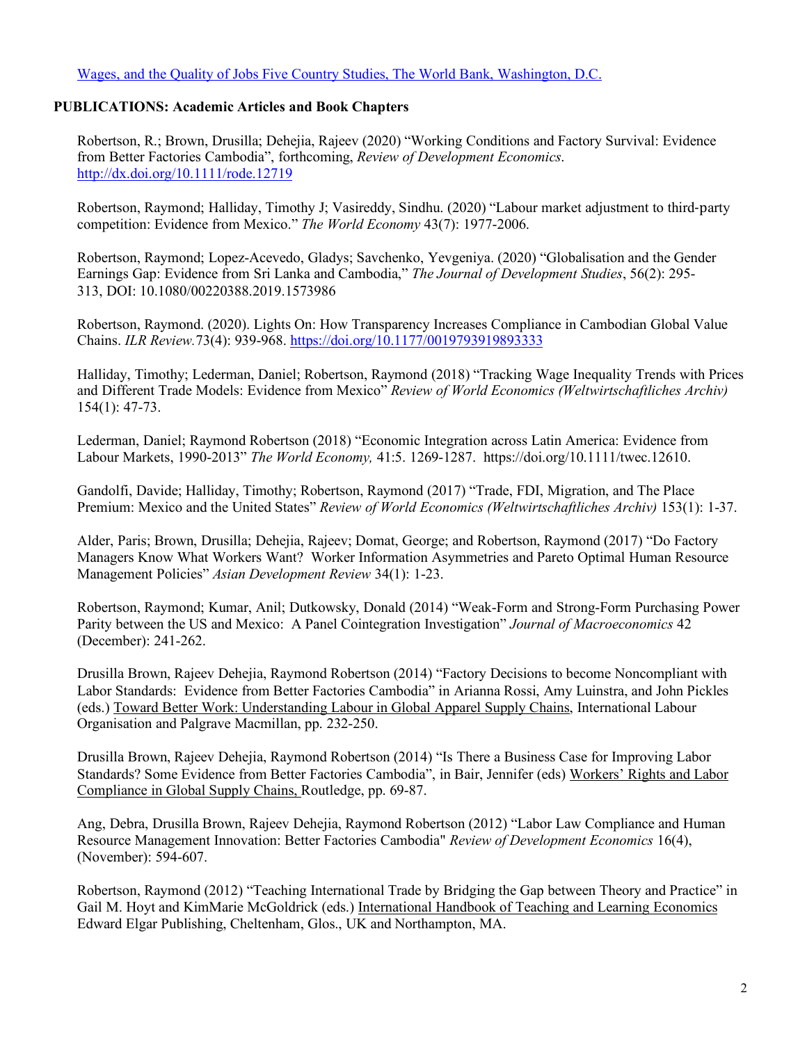[Wages, and the Quality of Jobs Five Country Studies, The World Bank, Washington, D.C.]

**PUBLICATIONS: Academic Articles and Book Chapters**

Robertson, R.; Brown, Drusilla; Dehejia, Rajeev (2020) "Working Conditions and Factory Survival: Evidence from Better Factories Cambodia", forthcoming, *Review of Development Economics*. http://dx.doi.org/10.1111/rode.12719

Robertson, Raymond; Halliday, Timothy J; Vasireddy, Sindhu. (2020) "Labour market adjustment to third-party competition: Evidence from Mexico." *The World Economy* 43(7): 1977-2006.

Robertson, Raymond; Lopez-Acevedo, Gladys; Savchenko, Yevgeniya. (2020) "Globalisation and the Gender Earnings Gap: Evidence from Sri Lanka and Cambodia," *The Journal of Development Studies*, 56(2): 295-313, DOI: 10.1080/00220388.2019.1573986

Robertson, Raymond. (2020). Lights On: How Transparency Increases Compliance in Cambodian Global Value Chains. *ILR Review.*73(4): 939-968. https://doi.org/10.1177/0019793919893333

Halliday, Timothy; Lederman, Daniel; Robertson, Raymond (2018) "Tracking Wage Inequality Trends with Prices and Different Trade Models: Evidence from Mexico" *Review of World Economics (Weltwirtschaftliches Archiv)* 154(1): 47-73.

Lederman, Daniel; Raymond Robertson (2018) "Economic Integration across Latin America: Evidence from Labour Markets, 1990-2013" *The World Economy,* 41:5. 1269-1287. https://doi.org/10.1111/twec.12610.

Gandolfi, Davide; Halliday, Timothy; Robertson, Raymond (2017) "Trade, FDI, Migration, and The Place Premium: Mexico and the United States" *Review of World Economics (Weltwirtschaftliches Archiv)* 153(1): 1-37.

Alder, Paris; Brown, Drusilla; Dehejia, Rajeev; Domat, George; and Robertson, Raymond (2017) "Do Factory Managers Know What Workers Want? Worker Information Asymmetries and Pareto Optimal Human Resource Management Policies" *Asian Development Review* 34(1): 1-23.

Robertson, Raymond; Kumar, Anil; Dutkowsky, Donald (2014) "Weak-Form and Strong-Form Purchasing Power Parity between the US and Mexico: A Panel Cointegration Investigation" *Journal of Macroeconomics* 42 (December): 241-262.

Drusilla Brown, Rajeev Dehejia, Raymond Robertson (2014) "Factory Decisions to become Noncompliant with Labor Standards: Evidence from Better Factories Cambodia" in Arianna Rossi, Amy Luinstra, and John Pickles (eds.) Toward Better Work: Understanding Labour in Global Apparel Supply Chains, International Labour Organisation and Palgrave Macmillan, pp. 232-250.

Drusilla Brown, Rajeev Dehejia, Raymond Robertson (2014) "Is There a Business Case for Improving Labor Standards? Some Evidence from Better Factories Cambodia", in Bair, Jennifer (eds) Workers' Rights and Labor Compliance in Global Supply Chains, Routledge, pp. 69-87.

Ang, Debra, Drusilla Brown, Rajeev Dehejia, Raymond Robertson (2012) "Labor Law Compliance and Human Resource Management Innovation: Better Factories Cambodia" *Review of Development Economics* 16(4), (November): 594-607.

Robertson, Raymond (2012) "Teaching International Trade by Bridging the Gap between Theory and Practice" in Gail M. Hoyt and KimMarie McGoldrick (eds.) International Handbook of Teaching and Learning Economics Edward Elgar Publishing, Cheltenham, Glos., UK and Northampton, MA.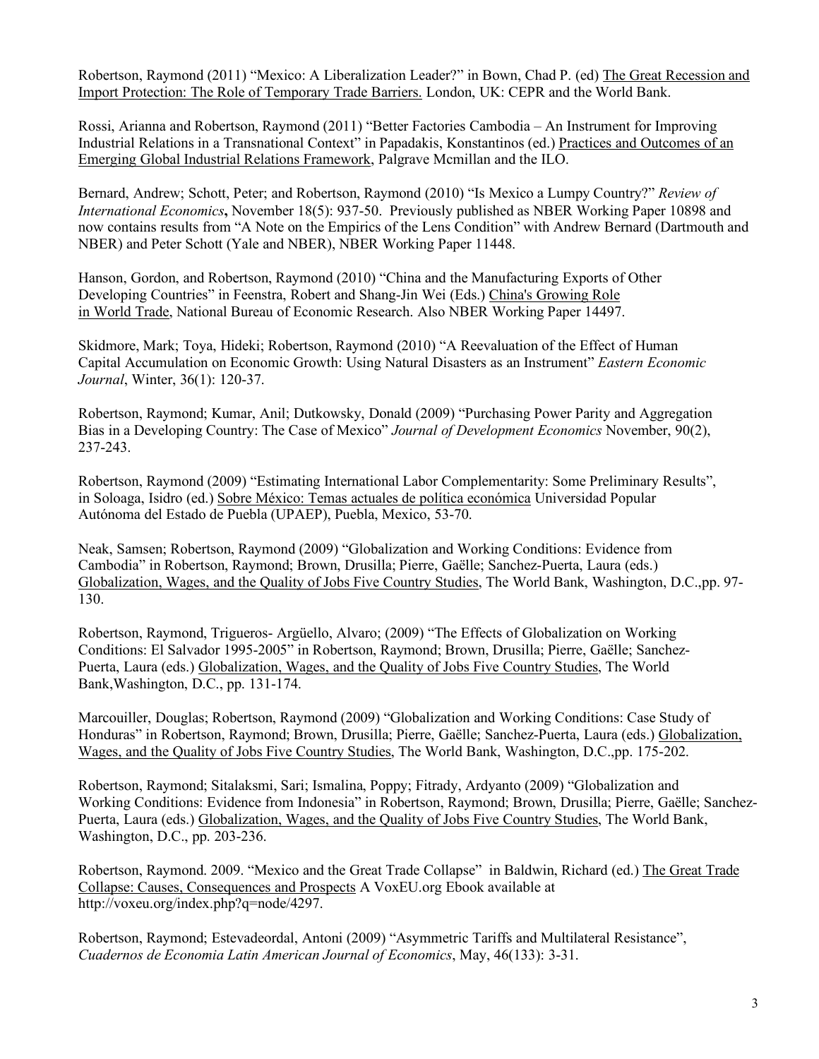Robertson, Raymond (2011) "Mexico: A Liberalization Leader?" in Bown, Chad P. (ed) The Great Recession and Import Protection: The Role of Temporary Trade Barriers. London, UK: CEPR and the World Bank.

Rossi, Arianna and Robertson, Raymond (2011) "Better Factories Cambodia – An Instrument for Improving Industrial Relations in a Transnational Context" in Papadakis, Konstantinos (ed.) Practices and Outcomes of an Emerging Global Industrial Relations Framework, Palgrave Mcmillan and the ILO.

Bernard, Andrew; Schott, Peter; and Robertson, Raymond (2010) "Is Mexico a Lumpy Country?" *Review of International Economics*, November 18(5): 937-50. Previously published as NBER Working Paper 10898 and now contains results from "A Note on the Empirics of the Lens Condition" with Andrew Bernard (Dartmouth and NBER) and Peter Schott (Yale and NBER), NBER Working Paper 11448.

Hanson, Gordon, and Robertson, Raymond (2010) "China and the Manufacturing Exports of Other Developing Countries" in Feenstra, Robert and Shang-Jin Wei (Eds.) China's Growing Role in World Trade, National Bureau of Economic Research. Also NBER Working Paper 14497.

Skidmore, Mark; Toya, Hideki; Robertson, Raymond (2010) "A Reevaluation of the Effect of Human Capital Accumulation on Economic Growth: Using Natural Disasters as an Instrument" *Eastern Economic Journal*, Winter, 36(1): 120-37.

Robertson, Raymond; Kumar, Anil; Dutkowsky, Donald (2009) "Purchasing Power Parity and Aggregation Bias in a Developing Country: The Case of Mexico" *Journal of Development Economics* November, 90(2), 237-243.

Robertson, Raymond (2009) "Estimating International Labor Complementarity: Some Preliminary Results", in Soloaga, Isidro (ed.) Sobre México: Temas actuales de política económica Universidad Popular Autónoma del Estado de Puebla (UPAEP), Puebla, Mexico, 53-70.

Neak, Samsen; Robertson, Raymond (2009) "Globalization and Working Conditions: Evidence from Cambodia" in Robertson, Raymond; Brown, Drusilla; Pierre, Gaëlle; Sanchez-Puerta, Laura (eds.) Globalization, Wages, and the Quality of Jobs Five Country Studies, The World Bank, Washington, D.C.,pp. 97-130.

Robertson, Raymond, Trigueros- Argüello, Alvaro; (2009) "The Effects of Globalization on Working Conditions: El Salvador 1995-2005" in Robertson, Raymond; Brown, Drusilla; Pierre, Gaëlle; Sanchez-Puerta, Laura (eds.) Globalization, Wages, and the Quality of Jobs Five Country Studies, The World Bank,Washington, D.C., pp. 131-174.

Marcouiller, Douglas; Robertson, Raymond (2009) "Globalization and Working Conditions: Case Study of Honduras" in Robertson, Raymond; Brown, Drusilla; Pierre, Gaëlle; Sanchez-Puerta, Laura (eds.) Globalization, Wages, and the Quality of Jobs Five Country Studies, The World Bank, Washington, D.C.,pp. 175-202.

Robertson, Raymond; Sitalaksmi, Sari; Ismalina, Poppy; Fitrady, Ardyanto (2009) "Globalization and Working Conditions: Evidence from Indonesia" in Robertson, Raymond; Brown, Drusilla; Pierre, Gaëlle; Sanchez-Puerta, Laura (eds.) Globalization, Wages, and the Quality of Jobs Five Country Studies, The World Bank, Washington, D.C., pp. 203-236.

Robertson, Raymond. 2009. "Mexico and the Great Trade Collapse" in Baldwin, Richard (ed.) The Great Trade Collapse: Causes, Consequences and Prospects A VoxEU.org Ebook available at http://voxeu.org/index.php?q=node/4297.

Robertson, Raymond; Estevadeordal, Antoni (2009) "Asymmetric Tariffs and Multilateral Resistance", *Cuadernos de Economia Latin American Journal of Economics*, May, 46(133): 3-31.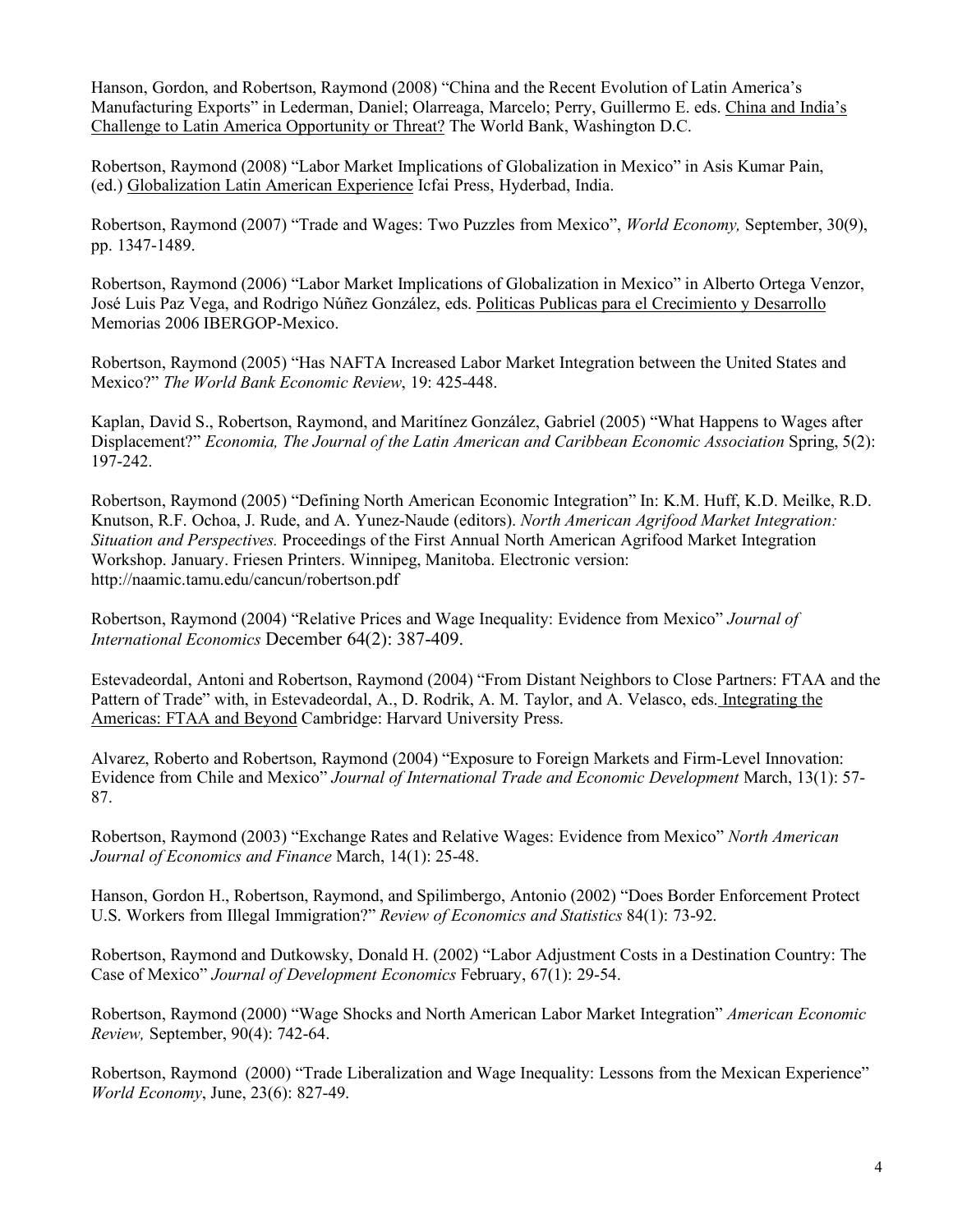Hanson, Gordon, and Robertson, Raymond (2008) "China and the Recent Evolution of Latin America's Manufacturing Exports" in Lederman, Daniel; Olarreaga, Marcelo; Perry, Guillermo E. eds. China and India's Challenge to Latin America Opportunity or Threat? The World Bank, Washington D.C.

Robertson, Raymond (2008) "Labor Market Implications of Globalization in Mexico" in Asis Kumar Pain, (ed.) Globalization Latin American Experience Icfai Press, Hyderbad, India.

Robertson, Raymond (2007) "Trade and Wages: Two Puzzles from Mexico", *World Economy,* September, 30(9), pp. 1347-1489.

Robertson, Raymond (2006) "Labor Market Implications of Globalization in Mexico" in Alberto Ortega Venzor, José Luis Paz Vega, and Rodrigo Núñez González, eds. Politicas Publicas para el Crecimiento y Desarrollo Memorias 2006 IBERGOP-Mexico.

Robertson, Raymond (2005) "Has NAFTA Increased Labor Market Integration between the United States and Mexico?" *The World Bank Economic Review*, 19: 425-448.

Kaplan, David S., Robertson, Raymond, and Maritínez González, Gabriel (2005) "What Happens to Wages after Displacement?" *Economia, The Journal of the Latin American and Caribbean Economic Association* Spring, 5(2): 197-242.

Robertson, Raymond (2005) "Defining North American Economic Integration" In: K.M. Huff, K.D. Meilke, R.D. Knutson, R.F. Ochoa, J. Rude, and A. Yunez-Naude (editors). *North American Agrifood Market Integration: Situation and Perspectives.* Proceedings of the First Annual North American Agrifood Market Integration Workshop. January. Friesen Printers. Winnipeg, Manitoba. Electronic version: http://naamic.tamu.edu/cancun/robertson.pdf

Robertson, Raymond (2004) "Relative Prices and Wage Inequality: Evidence from Mexico" *Journal of International Economics* December 64(2): 387-409.

Estevadeordal, Antoni and Robertson, Raymond (2004) "From Distant Neighbors to Close Partners: FTAA and the Pattern of Trade" with, in Estevadeordal, A., D. Rodrik, A. M. Taylor, and A. Velasco, eds. Integrating the Americas: FTAA and Beyond Cambridge: Harvard University Press.

Alvarez, Roberto and Robertson, Raymond (2004) "Exposure to Foreign Markets and Firm-Level Innovation: Evidence from Chile and Mexico" *Journal of International Trade and Economic Development* March, 13(1): 57-87.

Robertson, Raymond (2003) "Exchange Rates and Relative Wages: Evidence from Mexico" *North American Journal of Economics and Finance* March, 14(1): 25-48.

Hanson, Gordon H., Robertson, Raymond, and Spilimbergo, Antonio (2002) "Does Border Enforcement Protect U.S. Workers from Illegal Immigration?" *Review of Economics and Statistics* 84(1): 73-92.

Robertson, Raymond and Dutkowsky, Donald H. (2002) "Labor Adjustment Costs in a Destination Country: The Case of Mexico" *Journal of Development Economics* February, 67(1): 29-54.

Robertson, Raymond (2000) "Wage Shocks and North American Labor Market Integration" *American Economic Review,* September, 90(4): 742-64.

Robertson, Raymond (2000) "Trade Liberalization and Wage Inequality: Lessons from the Mexican Experience" *World Economy*, June, 23(6): 827-49.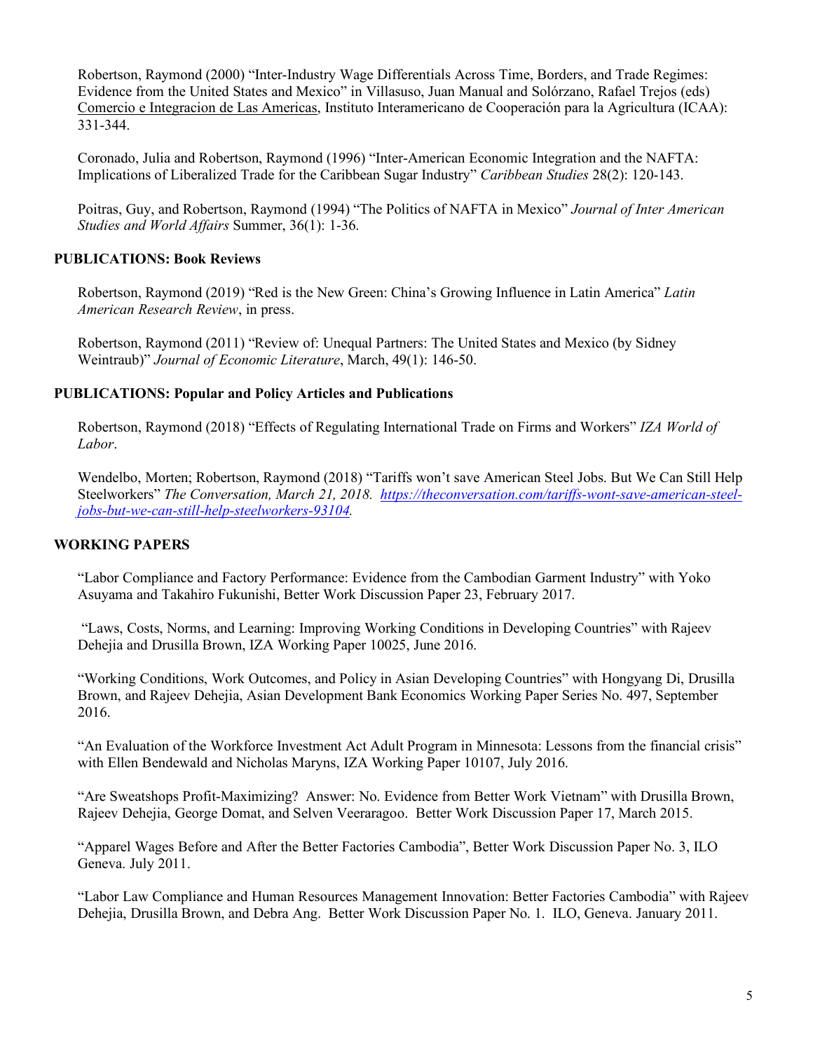Robertson, Raymond (2000) "Inter-Industry Wage Differentials Across Time, Borders, and Trade Regimes: Evidence from the United States and Mexico" in Villasuso, Juan Manual and Solórzano, Rafael Trejos (eds) Comercio e Integracion de Las Americas, Instituto Interamericano de Cooperación para la Agricultura (ICAA): 331-344.

Coronado, Julia and Robertson, Raymond (1996) "Inter-American Economic Integration and the NAFTA: Implications of Liberalized Trade for the Caribbean Sugar Industry" *Caribbean Studies* 28(2): 120-143.

Poitras, Guy, and Robertson, Raymond (1994) "The Politics of NAFTA in Mexico" *Journal of Inter American Studies and World Affairs* Summer, 36(1): 1-36.

## PUBLICATIONS: Book Reviews

Robertson, Raymond (2019) "Red is the New Green: China's Growing Influence in Latin America" *Latin American Research Review*, in press.

Robertson, Raymond (2011) "Review of: Unequal Partners: The United States and Mexico (by Sidney Weintraub)" *Journal of Economic Literature*, March, 49(1): 146-50.

## PUBLICATIONS: Popular and Policy Articles and Publications

Robertson, Raymond (2018) "Effects of Regulating International Trade on Firms and Workers" *IZA World of Labor*.

Wendelbo, Morten; Robertson, Raymond (2018) "Tariffs won't save American Steel Jobs. But We Can Still Help Steelworkers" *The Conversation, March 21, 2018. https://theconversation.com/tariffs-wont-save-american-steel-jobs-but-we-can-still-help-steelworkers-93104.*

## WORKING PAPERS

"Labor Compliance and Factory Performance: Evidence from the Cambodian Garment Industry" with Yoko Asuyama and Takahiro Fukunishi, Better Work Discussion Paper 23, February 2017.

"Laws, Costs, Norms, and Learning: Improving Working Conditions in Developing Countries" with Rajeev Dehejia and Drusilla Brown, IZA Working Paper 10025, June 2016.

"Working Conditions, Work Outcomes, and Policy in Asian Developing Countries" with Hongyang Di, Drusilla Brown, and Rajeev Dehejia, Asian Development Bank Economics Working Paper Series No. 497, September 2016.

"An Evaluation of the Workforce Investment Act Adult Program in Minnesota: Lessons from the financial crisis" with Ellen Bendewald and Nicholas Maryns, IZA Working Paper 10107, July 2016.

"Are Sweatshops Profit-Maximizing? Answer: No. Evidence from Better Work Vietnam" with Drusilla Brown, Rajeev Dehejia, George Domat, and Selven Veeraragoo. Better Work Discussion Paper 17, March 2015.

"Apparel Wages Before and After the Better Factories Cambodia", Better Work Discussion Paper No. 3, ILO Geneva. July 2011.

"Labor Law Compliance and Human Resources Management Innovation: Better Factories Cambodia" with Rajeev Dehejia, Drusilla Brown, and Debra Ang. Better Work Discussion Paper No. 1. ILO, Geneva. January 2011.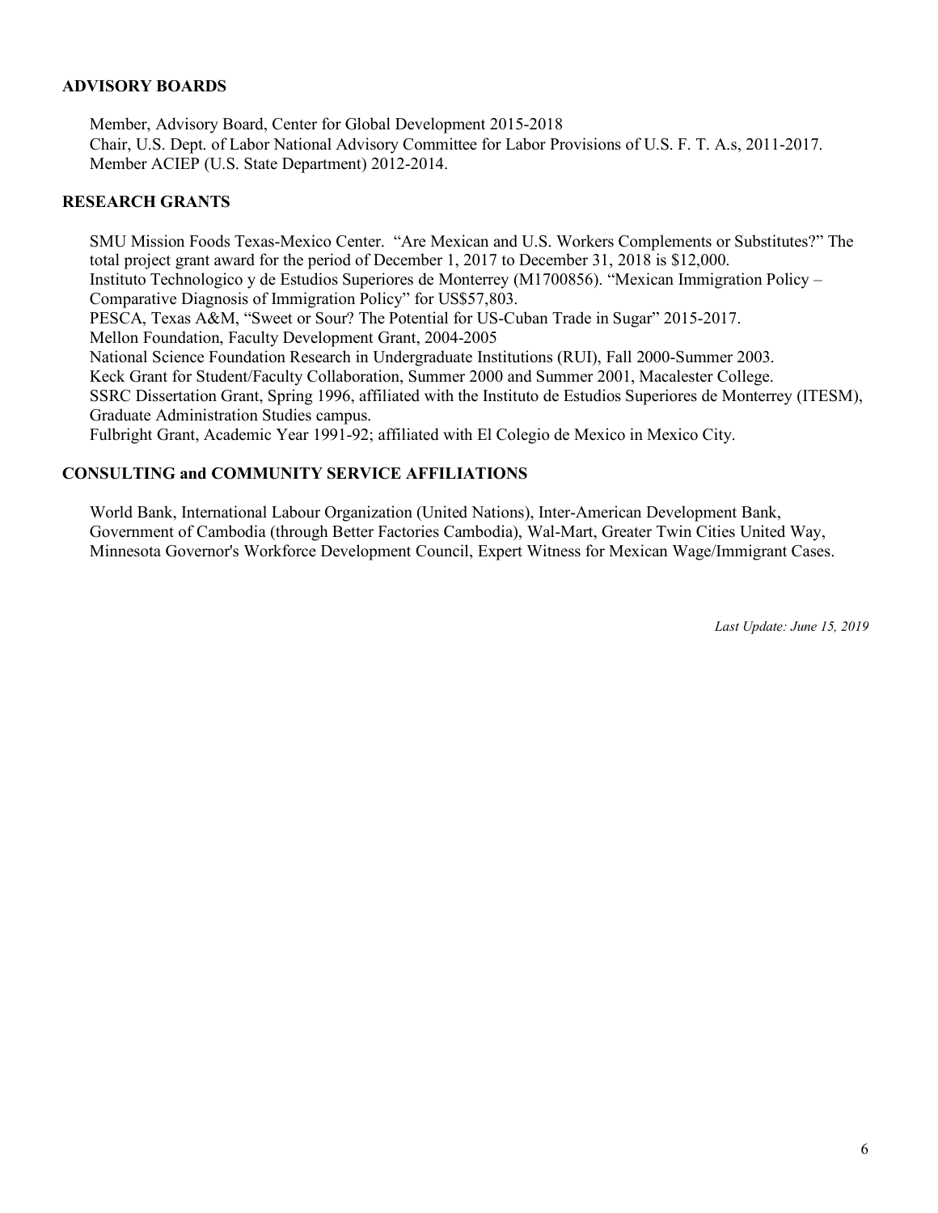## ADVISORY BOARDS

Member, Advisory Board, Center for Global Development 2015-2018
Chair, U.S. Dept. of Labor National Advisory Committee for Labor Provisions of U.S. F. T. A.s, 2011-2017.
Member ACIEP (U.S. State Department) 2012-2014.

## RESEARCH GRANTS

SMU Mission Foods Texas-Mexico Center. "Are Mexican and U.S. Workers Complements or Substitutes?" The total project grant award for the period of December 1, 2017 to December 31, 2018 is $12,000.
Instituto Technologico y de Estudios Superiores de Monterrey (M1700856). "Mexican Immigration Policy – Comparative Diagnosis of Immigration Policy" for US$57,803.
PESCA, Texas A&M, "Sweet or Sour? The Potential for US-Cuban Trade in Sugar" 2015-2017.
Mellon Foundation, Faculty Development Grant, 2004-2005
National Science Foundation Research in Undergraduate Institutions (RUI), Fall 2000-Summer 2003.
Keck Grant for Student/Faculty Collaboration, Summer 2000 and Summer 2001, Macalester College.
SSRC Dissertation Grant, Spring 1996, affiliated with the Instituto de Estudios Superiores de Monterrey (ITESM), Graduate Administration Studies campus.
Fulbright Grant, Academic Year 1991-92; affiliated with El Colegio de Mexico in Mexico City.

## CONSULTING and COMMUNITY SERVICE AFFILIATIONS

World Bank, International Labour Organization (United Nations), Inter-American Development Bank, Government of Cambodia (through Better Factories Cambodia), Wal-Mart, Greater Twin Cities United Way, Minnesota Governor's Workforce Development Council, Expert Witness for Mexican Wage/Immigrant Cases.

*Last Update: June 15, 2019*